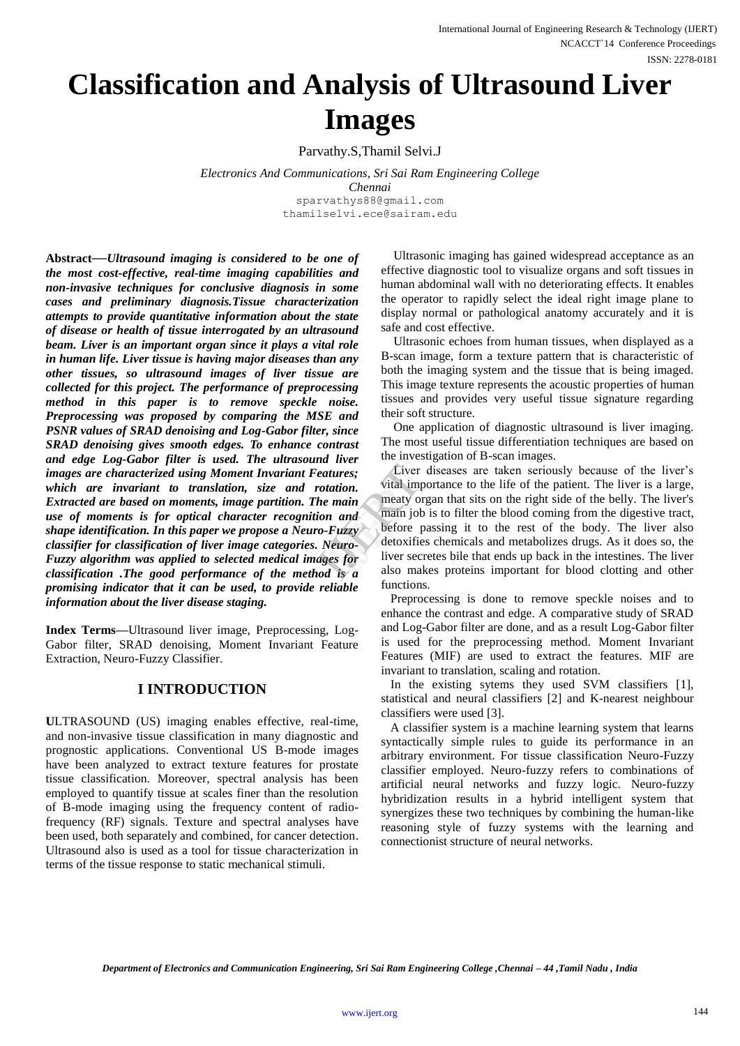# Classification and Analysis of Ultrasound Liver Images

Parvathy.S,Thamil Selvi.J

*Electronics And Communications, Sri Sai Ram Engineering College*
*Chennai*
sparvathys88@gmail.com
thamilselvi.ece@sairam.edu

**Abstract—*****Ultrasound imaging is considered to be one of the most cost-effective, real-time imaging capabilities and non-invasive techniques for conclusive diagnosis in some cases and preliminary diagnosis.Tissue characterization attempts to provide quantitative information about the state of disease or health of tissue interrogated by an ultrasound beam. Liver is an important organ since it plays a vital role in human life. Liver tissue is having major diseases than any other tissues, so ultrasound images of liver tissue are collected for this project. The performance of preprocessing method in this paper is to remove speckle noise. Preprocessing was proposed by comparing the MSE and PSNR values of SRAD denoising and Log-Gabor filter, since SRAD denoising gives smooth edges. To enhance contrast and edge Log-Gabor filter is used. The ultrasound liver images are characterized using Moment Invariant Features; which are invariant to translation, size and rotation. Extracted are based on moments, image partition. The main use of moments is for optical character recognition and shape identification. In this paper we propose a Neuro-Fuzzy classifier for classification of liver image categories. Neuro-Fuzzy algorithm was applied to selected medical images for classification .The good performance of the method is a promising indicator that it can be used, to provide reliable information about the liver disease staging.***

**Index Terms—**Ultrasound liver image, Preprocessing, Log-Gabor filter, SRAD denoising, Moment Invariant Feature Extraction, Neuro-Fuzzy Classifier.

## I INTRODUCTION

**U**LTRASOUND (US) imaging enables effective, real-time, and non-invasive tissue classification in many diagnostic and prognostic applications. Conventional US B-mode images have been analyzed to extract texture features for prostate tissue classification. Moreover, spectral analysis has been employed to quantify tissue at scales finer than the resolution of B-mode imaging using the frequency content of radio-frequency (RF) signals. Texture and spectral analyses have been used, both separately and combined, for cancer detection. Ultrasound also is used as a tool for tissue characterization in terms of the tissue response to static mechanical stimuli.

Ultrasonic imaging has gained widespread acceptance as an effective diagnostic tool to visualize organs and soft tissues in human abdominal wall with no deteriorating effects. It enables the operator to rapidly select the ideal right image plane to display normal or pathological anatomy accurately and it is safe and cost effective.

Ultrasonic echoes from human tissues, when displayed as a B-scan image, form a texture pattern that is characteristic of both the imaging system and the tissue that is being imaged. This image texture represents the acoustic properties of human tissues and provides very useful tissue signature regarding their soft structure.

One application of diagnostic ultrasound is liver imaging. The most useful tissue differentiation techniques are based on the investigation of B-scan images.

Liver diseases are taken seriously because of the liver's vital importance to the life of the patient. The liver is a large, meaty organ that sits on the right side of the belly. The liver's main job is to filter the blood coming from the digestive tract, before passing it to the rest of the body. The liver also detoxifies chemicals and metabolizes drugs. As it does so, the liver secretes bile that ends up back in the intestines. The liver also makes proteins important for blood clotting and other functions.

Preprocessing is done to remove speckle noises and to enhance the contrast and edge. A comparative study of SRAD and Log-Gabor filter are done, and as a result Log-Gabor filter is used for the preprocessing method. Moment Invariant Features (MIF) are used to extract the features. MIF are invariant to translation, scaling and rotation.

In the existing sytems they used SVM classifiers [1], statistical and neural classifiers [2] and K-nearest neighbour classifiers were used [3].

A classifier system is a machine learning system that learns syntactically simple rules to guide its performance in an arbitrary environment. For tissue classification Neuro-Fuzzy classifier employed. Neuro-fuzzy refers to combinations of artificial neural networks and fuzzy logic. Neuro-fuzzy hybridization results in a hybrid intelligent system that synergizes these two techniques by combining the human-like reasoning style of fuzzy systems with the learning and connectionist structure of neural networks.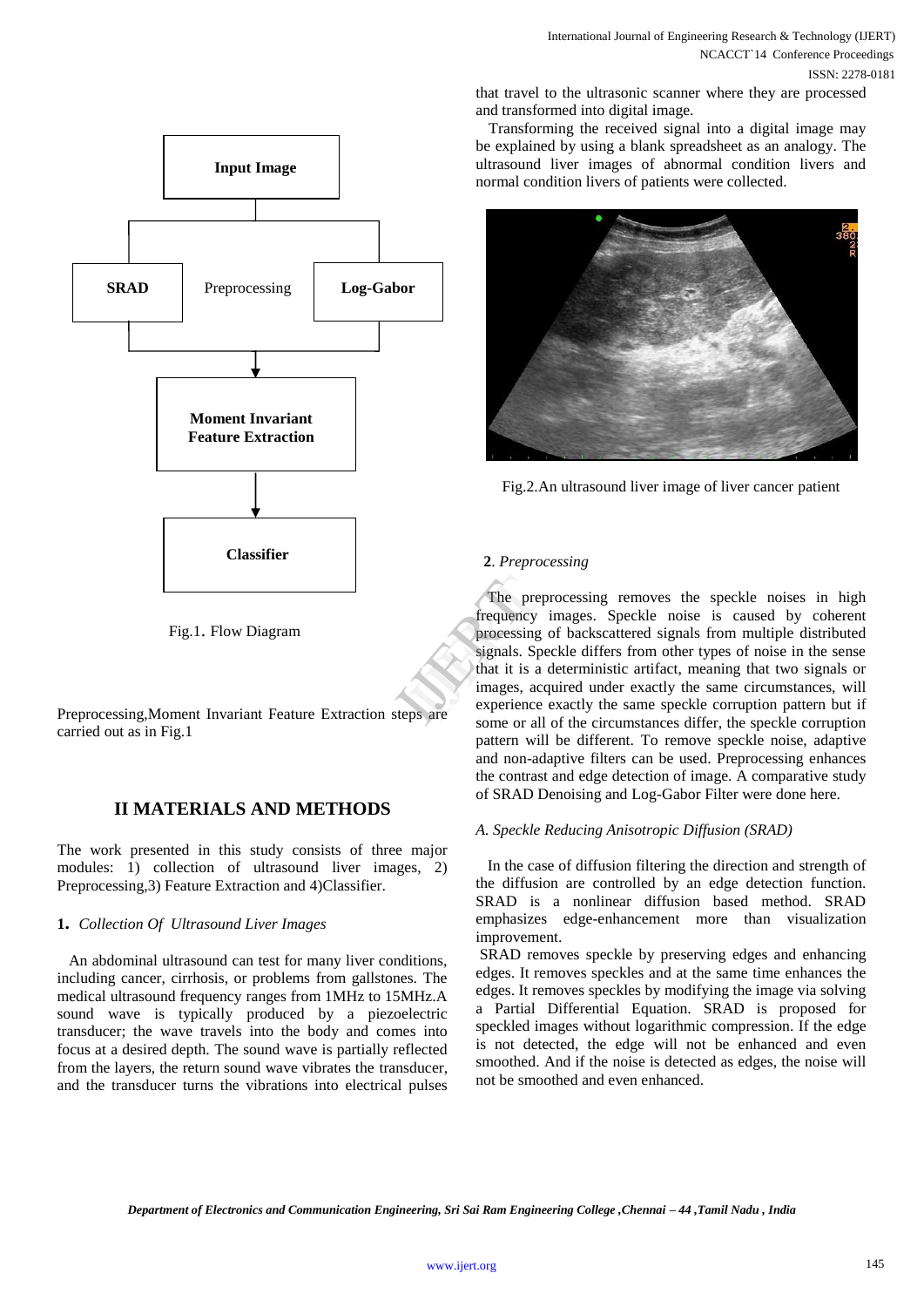Fig.1. Flow Diagram

Preprocessing,Moment Invariant Feature Extraction steps are carried out as in Fig.1

## II MATERIALS AND METHODS

The work presented in this study consists of three major modules: 1) collection of ultrasound liver images, 2) Preprocessing,3) Feature Extraction and 4)Classifier.

**1.** *Collection Of Ultrasound Liver Images*

An abdominal ultrasound can test for many liver conditions, including cancer, cirrhosis, or problems from gallstones. The medical ultrasound frequency ranges from 1MHz to 15MHz.A sound wave is typically produced by a piezoelectric transducer; the wave travels into the body and comes into focus at a desired depth. The sound wave is partially reflected from the layers, the return sound wave vibrates the transducer, and the transducer turns the vibrations into electrical pulses that travel to the ultrasonic scanner where they are processed and transformed into digital image.

Transforming the received signal into a digital image may be explained by using a blank spreadsheet as an analogy. The ultrasound liver images of abnormal condition livers and normal condition livers of patients were collected.

Fig.2.An ultrasound liver image of liver cancer patient

**2**. *Preprocessing*

The preprocessing removes the speckle noises in high frequency images. Speckle noise is caused by coherent processing of backscattered signals from multiple distributed signals. Speckle differs from other types of noise in the sense that it is a deterministic artifact, meaning that two signals or images, acquired under exactly the same circumstances, will experience exactly the same speckle corruption pattern but if some or all of the circumstances differ, the speckle corruption pattern will be different. To remove speckle noise, adaptive and non-adaptive filters can be used. Preprocessing enhances the contrast and edge detection of image. A comparative study of SRAD Denoising and Log-Gabor Filter were done here.

*A. Speckle Reducing Anisotropic Diffusion (SRAD)*

In the case of diffusion filtering the direction and strength of the diffusion are controlled by an edge detection function. SRAD is a nonlinear diffusion based method. SRAD emphasizes edge-enhancement more than visualization improvement.

SRAD removes speckle by preserving edges and enhancing edges. It removes speckles and at the same time enhances the edges. It removes speckles by modifying the image via solving a Partial Differential Equation. SRAD is proposed for speckled images without logarithmic compression. If the edge is not detected, the edge will not be enhanced and even smoothed. And if the noise is detected as edges, the noise will not be smoothed and even enhanced.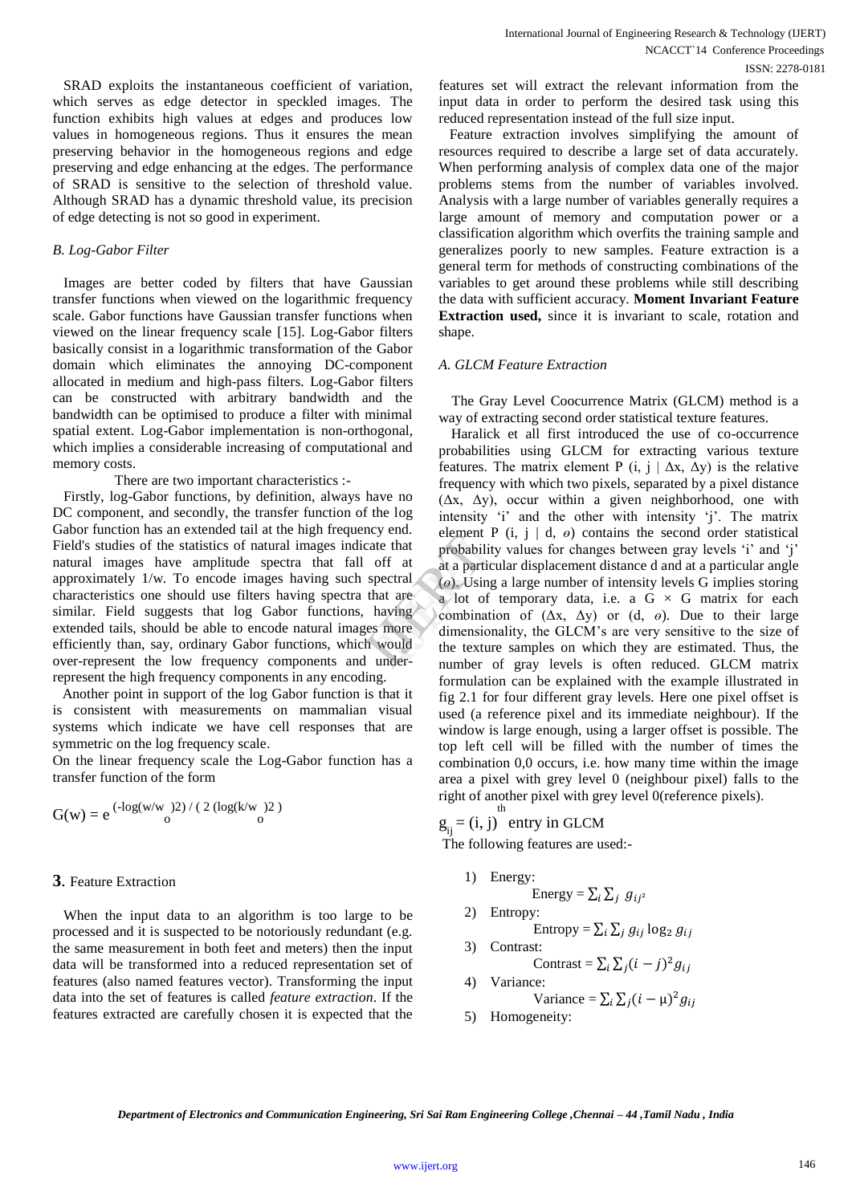SRAD exploits the instantaneous coefficient of variation, which serves as edge detector in speckled images. The function exhibits high values at edges and produces low values in homogeneous regions. Thus it ensures the mean preserving behavior in the homogeneous regions and edge preserving and edge enhancing at the edges. The performance of SRAD is sensitive to the selection of threshold value. Although SRAD has a dynamic threshold value, its precision of edge detecting is not so good in experiment.

### *B. Log-Gabor Filter*

Images are better coded by filters that have Gaussian transfer functions when viewed on the logarithmic frequency scale. Gabor functions have Gaussian transfer functions when viewed on the linear frequency scale [15]. Log-Gabor filters basically consist in a logarithmic transformation of the Gabor domain which eliminates the annoying DC-component allocated in medium and high-pass filters. Log-Gabor filters can be constructed with arbitrary bandwidth and the bandwidth can be optimised to produce a filter with minimal spatial extent. Log-Gabor implementation is non-orthogonal, which implies a considerable increasing of computational and memory costs.

There are two important characteristics :-

Firstly, log-Gabor functions, by definition, always have no DC component, and secondly, the transfer function of the log Gabor function has an extended tail at the high frequency end. Field's studies of the statistics of natural images indicate that natural images have amplitude spectra that fall off at approximately 1/w. To encode images having such spectral characteristics one should use filters having spectra that are similar. Field suggests that log Gabor functions, having extended tails, should be able to encode natural images more efficiently than, say, ordinary Gabor functions, which would over-represent the low frequency components and under-represent the high frequency components in any encoding.

Another point in support of the log Gabor function is that it is consistent with measurements on mammalian visual systems which indicate we have cell responses that are symmetric on the log frequency scale.

On the linear frequency scale the Log-Gabor function has a transfer function of the form

$$G(w) = e^{(-\log(w/w_o)2) / (2 (\log(k/w_o)2))}$$

## 3. Feature Extraction

When the input data to an algorithm is too large to be processed and it is suspected to be notoriously redundant (e.g. the same measurement in both feet and meters) then the input data will be transformed into a reduced representation set of features (also named features vector). Transforming the input data into the set of features is called *feature extraction*. If the features extracted are carefully chosen it is expected that the features set will extract the relevant information from the input data in order to perform the desired task using this reduced representation instead of the full size input.

Feature extraction involves simplifying the amount of resources required to describe a large set of data accurately. When performing analysis of complex data one of the major problems stems from the number of variables involved. Analysis with a large number of variables generally requires a large amount of memory and computation power or a classification algorithm which overfits the training sample and generalizes poorly to new samples. Feature extraction is a general term for methods of constructing combinations of the variables to get around these problems while still describing the data with sufficient accuracy. **Moment Invariant Feature Extraction used,** since it is invariant to scale, rotation and shape.

### *A. GLCM Feature Extraction*

The Gray Level Coocurrence Matrix (GLCM) method is a way of extracting second order statistical texture features.

Haralick et all first introduced the use of co-occurrence probabilities using GLCM for extracting various texture features. The matrix element P (i, j | $\Delta x$, $\Delta y$) is the relative frequency with which two pixels, separated by a pixel distance ($\Delta x$, $\Delta y$), occur within a given neighborhood, one with intensity 'i' and the other with intensity 'j'. The matrix element P (i, j | d, $\theta$) contains the second order statistical probability values for changes between gray levels 'i' and 'j' at a particular displacement distance d and at a particular angle ($\theta$). Using a large number of intensity levels G implies storing a lot of temporary data, i.e. a G × G matrix for each combination of ($\Delta x$, $\Delta y$) or (d, $\theta$). Due to their large dimensionality, the GLCM's are very sensitive to the size of the texture samples on which they are estimated. Thus, the number of gray levels is often reduced. GLCM matrix formulation can be explained with the example illustrated in fig 2.1 for four different gray levels. Here one pixel offset is used (a reference pixel and its immediate neighbour). If the window is large enough, using a larger offset is possible. The top left cell will be filled with the number of times the combination 0,0 occurs, i.e. how many time within the image area a pixel with grey level 0 (neighbour pixel) falls to the right of another pixel with grey level 0(reference pixels).

$g_{ij}$ = (i, j)$^{th}$ entry in GLCM

The following features are used:-

1) Energy:

$$\text{Energy} = \sum_i \sum_j g_{ij^2}$$

2) Entropy:

$$\text{Entropy} = \sum_i \sum_j g_{ij} \log_2 g_{ij}$$

3) Contrast:

$$\text{Contrast} = \sum_i \sum_j (i-j)^2 g_{ij}$$

4) Variance:

$$\text{Variance} = \sum_i \sum_j (i-\mu)^2 g_{ij}$$

5) Homogeneity: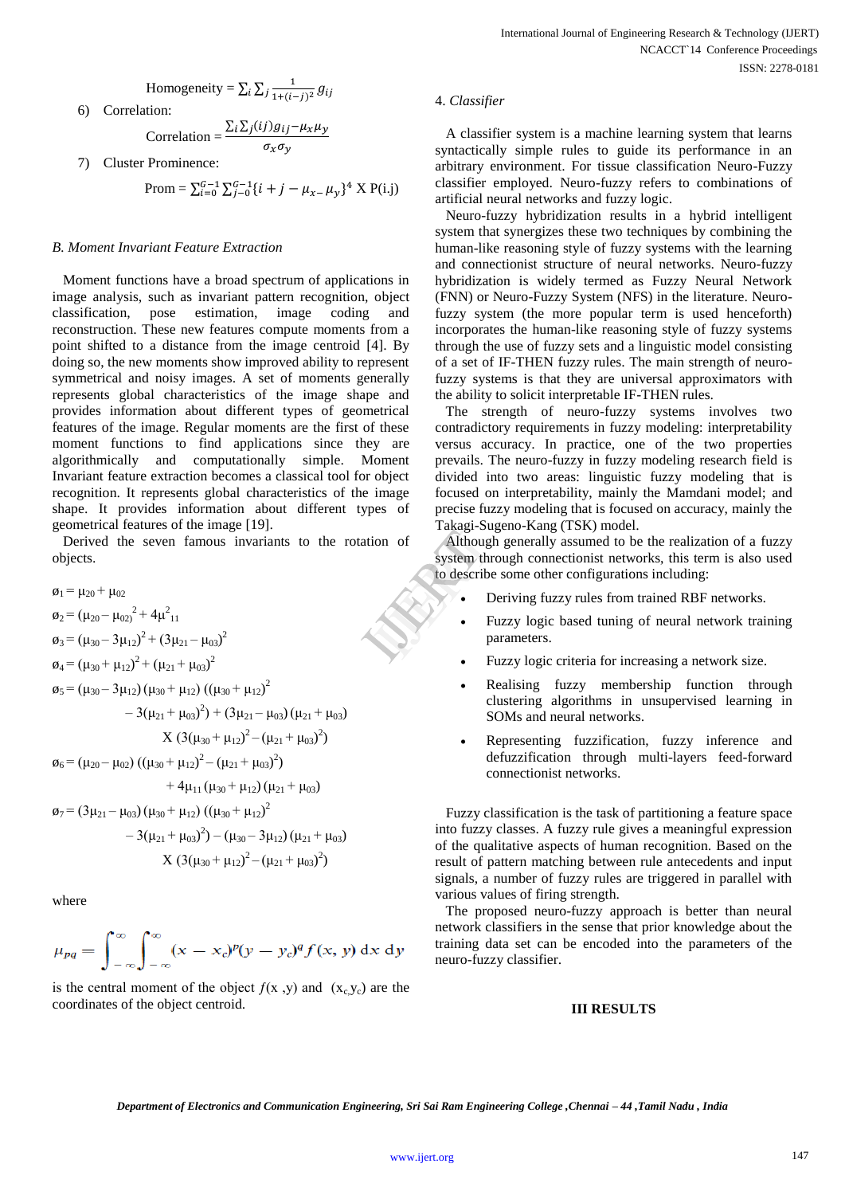$$\text{Homogeneity} = \sum_i \sum_j \frac{1}{1+(i-j)^2} g_{ij}$$

6) Correlation:

$$\text{Correlation} = \frac{\sum_i \sum_j (ij) g_{ij} - \mu_x \mu_y}{\sigma_x \sigma_y}$$

7) Cluster Prominence:

$$\text{Prom} = \sum_{i=0}^{G-1} \sum_{j-0}^{G-1} \{i + j - \mu_{x-} \mu_y\}^4 \text{ X P(i.j)}$$

### *B. Moment Invariant Feature Extraction*

Moment functions have a broad spectrum of applications in image analysis, such as invariant pattern recognition, object classification, pose estimation, image coding and reconstruction. These new features compute moments from a point shifted to a distance from the image centroid [4]. By doing so, the new moments show improved ability to represent symmetrical and noisy images. A set of moments generally represents global characteristics of the image shape and provides information about different types of geometrical features of the image. Regular moments are the first of these moment functions to find applications since they are algorithmically and computationally simple. Moment Invariant feature extraction becomes a classical tool for object recognition. It represents global characteristics of the image shape. It provides information about different types of geometrical features of the image [19].

Derived the seven famous invariants to the rotation of objects.

$$\text{ø}_1 = \mu_{20} + \mu_{02}$$

$$\text{ø}_2 = (\mu_{20} - \mu_{02})^2 + 4\mu_{11}^2$$

$$\text{ø}_3 = (\mu_{30} - 3\mu_{12})^2 + (3\mu_{21} - \mu_{03})^2$$

$$\text{ø}_4 = (\mu_{30} + \mu_{12})^2 + (\mu_{21} + \mu_{03})^2$$

$$\text{ø}_5 = (\mu_{30} - 3\mu_{12})(\mu_{30} + \mu_{12})((\mu_{30} + \mu_{12})^2 - 3(\mu_{21} + \mu_{03})^2) + (3\mu_{21} - \mu_{03})(\mu_{21} + \mu_{03}) \text{ X } (3(\mu_{30} + \mu_{12})^2 - (\mu_{21} + \mu_{03})^2)$$

$$\text{ø}_6 = (\mu_{20} - \mu_{02})((\mu_{30} + \mu_{12})^2 - (\mu_{21} + \mu_{03})^2) + 4\mu_{11}(\mu_{30} + \mu_{12})(\mu_{21} + \mu_{03})$$

$$\text{ø}_7 = (3\mu_{21} - \mu_{03})(\mu_{30} + \mu_{12})((\mu_{30} + \mu_{12})^2 - 3(\mu_{21} + \mu_{03})^2) - (\mu_{30} - 3\mu_{12})(\mu_{21} + \mu_{03}) \text{ X } (3(\mu_{30} + \mu_{12})^2 - (\mu_{21} + \mu_{03})^2)$$

where

$$\mu_{pq} = \int_{-\infty}^{\infty} \int_{-\infty}^{\infty} (x - x_c)^p (y - y_c)^q f(x, y) \, dx \, dy$$

is the central moment of the object $f(x, y)$ and $(x_c, y_c)$ are the coordinates of the object centroid.

### 4. *Classifier*

A classifier system is a machine learning system that learns syntactically simple rules to guide its performance in an arbitrary environment. For tissue classification Neuro-Fuzzy classifier employed. Neuro-fuzzy refers to combinations of artificial neural networks and fuzzy logic.

Neuro-fuzzy hybridization results in a hybrid intelligent system that synergizes these two techniques by combining the human-like reasoning style of fuzzy systems with the learning and connectionist structure of neural networks. Neuro-fuzzy hybridization is widely termed as Fuzzy Neural Network (FNN) or Neuro-Fuzzy System (NFS) in the literature. Neuro-fuzzy system (the more popular term is used henceforth) incorporates the human-like reasoning style of fuzzy systems through the use of fuzzy sets and a linguistic model consisting of a set of IF-THEN fuzzy rules. The main strength of neuro-fuzzy systems is that they are universal approximators with the ability to solicit interpretable IF-THEN rules.

The strength of neuro-fuzzy systems involves two contradictory requirements in fuzzy modeling: interpretability versus accuracy. In practice, one of the two properties prevails. The neuro-fuzzy in fuzzy modeling research field is divided into two areas: linguistic fuzzy modeling that is focused on interpretability, mainly the Mamdani model; and precise fuzzy modeling that is focused on accuracy, mainly the Takagi-Sugeno-Kang (TSK) model.

Although generally assumed to be the realization of a fuzzy system through connectionist networks, this term is also used to describe some other configurations including:

- Deriving fuzzy rules from trained RBF networks.
- Fuzzy logic based tuning of neural network training parameters.
- Fuzzy logic criteria for increasing a network size.
- Realising fuzzy membership function through clustering algorithms in unsupervised learning in SOMs and neural networks.
- Representing fuzzification, fuzzy inference and defuzzification through multi-layers feed-forward connectionist networks.

Fuzzy classification is the task of partitioning a feature space into fuzzy classes. A fuzzy rule gives a meaningful expression of the qualitative aspects of human recognition. Based on the result of pattern matching between rule antecedents and input signals, a number of fuzzy rules are triggered in parallel with various values of firing strength.

The proposed neuro-fuzzy approach is better than neural network classifiers in the sense that prior knowledge about the training data set can be encoded into the parameters of the neuro-fuzzy classifier.

## III RESULTS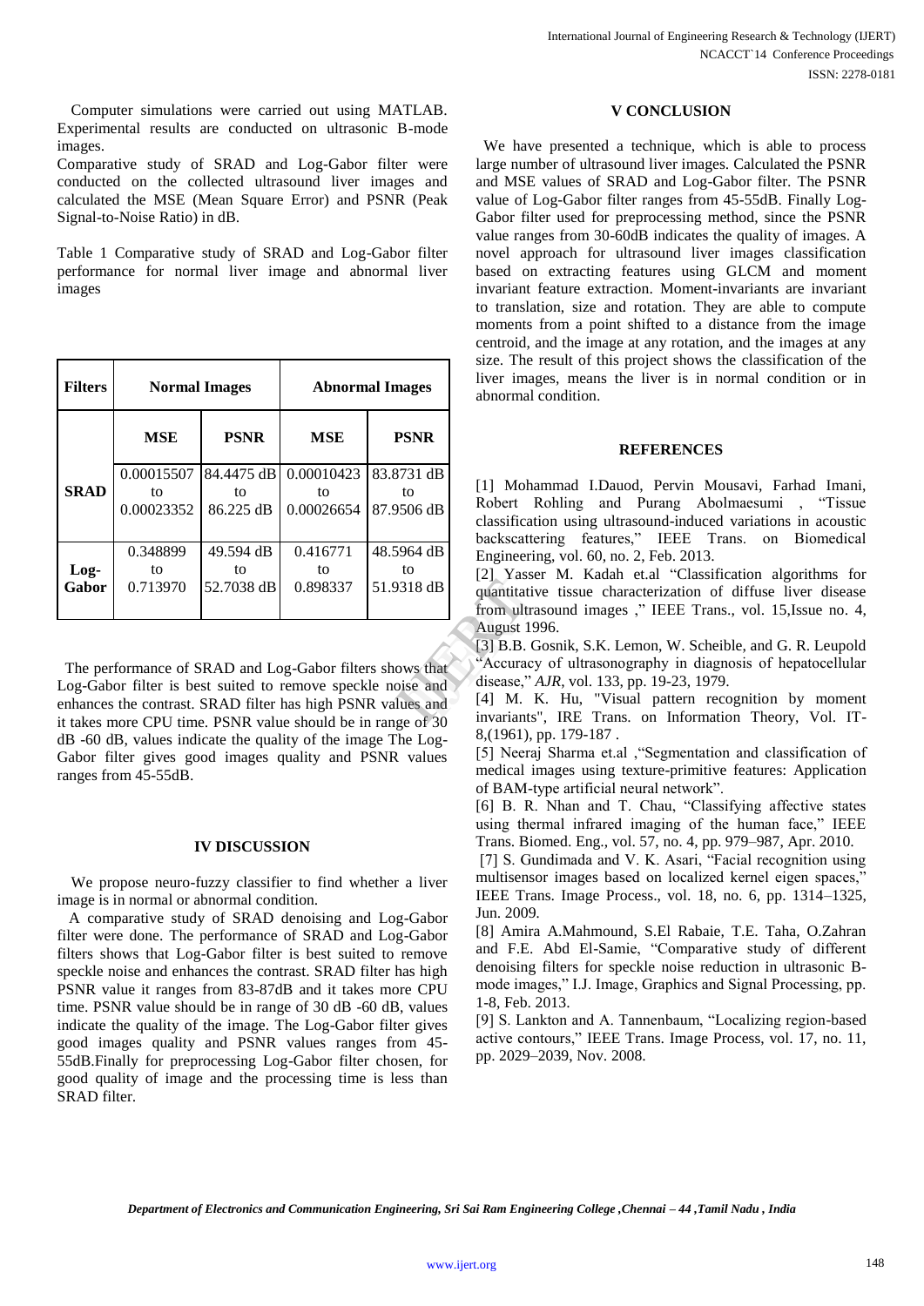Computer simulations were carried out using MATLAB. Experimental results are conducted on ultrasonic B-mode images.

Comparative study of SRAD and Log-Gabor filter were conducted on the collected ultrasound liver images and calculated the MSE (Mean Square Error) and PSNR (Peak Signal-to-Noise Ratio) in dB.

Table 1 Comparative study of SRAD and Log-Gabor filter performance for normal liver image and abnormal liver images

| **Filters** | **Normal Images** | | **Abnormal Images** | |
|---|---|---|---|---|
| | **MSE** | **PSNR** | **MSE** | **PSNR** |
| **SRAD** | 0.00015507 to 0.00023352 | 84.4475 dB to 86.225 dB | 0.00010423 to 0.00026654 | 83.8731 dB to 87.9506 dB |
| **Log-Gabor** | 0.348899 to 0.713970 | 49.594 dB to 52.7038 dB | 0.416771 to 0.898337 | 48.5964 dB to 51.9318 dB |

The performance of SRAD and Log-Gabor filters shows that Log-Gabor filter is best suited to remove speckle noise and enhances the contrast. SRAD filter has high PSNR values and it takes more CPU time. PSNR value should be in range of 30 dB -60 dB, values indicate the quality of the image The Log-Gabor filter gives good images quality and PSNR values ranges from 45-55dB.

## IV DISCUSSION

We propose neuro-fuzzy classifier to find whether a liver image is in normal or abnormal condition.

A comparative study of SRAD denoising and Log-Gabor filter were done. The performance of SRAD and Log-Gabor filters shows that Log-Gabor filter is best suited to remove speckle noise and enhances the contrast. SRAD filter has high PSNR value it ranges from 83-87dB and it takes more CPU time. PSNR value should be in range of 30 dB -60 dB, values indicate the quality of the image. The Log-Gabor filter gives good images quality and PSNR values ranges from 45-55dB.Finally for preprocessing Log-Gabor filter chosen, for good quality of image and the processing time is less than SRAD filter.

## V CONCLUSION

We have presented a technique, which is able to process large number of ultrasound liver images. Calculated the PSNR and MSE values of SRAD and Log-Gabor filter. The PSNR value of Log-Gabor filter ranges from 45-55dB. Finally Log-Gabor filter used for preprocessing method, since the PSNR value ranges from 30-60dB indicates the quality of images. A novel approach for ultrasound liver images classification based on extracting features using GLCM and moment invariant feature extraction. Moment-invariants are invariant to translation, size and rotation. They are able to compute moments from a point shifted to a distance from the image centroid, and the image at any rotation, and the images at any size. The result of this project shows the classification of the liver images, means the liver is in normal condition or in abnormal condition.

## REFERENCES

[1] Mohammad I.Dauod, Pervin Mousavi, Farhad Imani, Robert Rohling and Purang Abolmaesumi , "Tissue classification using ultrasound-induced variations in acoustic backscattering features," IEEE Trans. on Biomedical Engineering, vol. 60, no. 2, Feb. 2013.

[2] Yasser M. Kadah et.al "Classification algorithms for quantitative tissue characterization of diffuse liver disease from ultrasound images ," IEEE Trans., vol. 15,Issue no. 4, August 1996.

[3] B.B. Gosnik, S.K. Lemon, W. Scheible, and G. R. Leupold "Accuracy of ultrasonography in diagnosis of hepatocellular disease," *AJR*, vol. 133, pp. 19-23, 1979.

[4] M. K. Hu, "Visual pattern recognition by moment invariants", IRE Trans. on Information Theory, Vol. IT-8,(1961), pp. 179-187 .

[5] Neeraj Sharma et.al ,"Segmentation and classification of medical images using texture-primitive features: Application of BAM-type artificial neural network".

[6] B. R. Nhan and T. Chau, "Classifying affective states using thermal infrared imaging of the human face," IEEE Trans. Biomed. Eng., vol. 57, no. 4, pp. 979–987, Apr. 2010.

[7] S. Gundimada and V. K. Asari, "Facial recognition using multisensor images based on localized kernel eigen spaces," IEEE Trans. Image Process., vol. 18, no. 6, pp. 1314–1325, Jun. 2009.

[8] Amira A.Mahmound, S.El Rabaie, T.E. Taha, O.Zahran and F.E. Abd El-Samie, "Comparative study of different denoising filters for speckle noise reduction in ultrasonic B-mode images," I.J. Image, Graphics and Signal Processing, pp. 1-8, Feb. 2013.

[9] S. Lankton and A. Tannenbaum, "Localizing region-based active contours," IEEE Trans. Image Process, vol. 17, no. 11, pp. 2029–2039, Nov. 2008.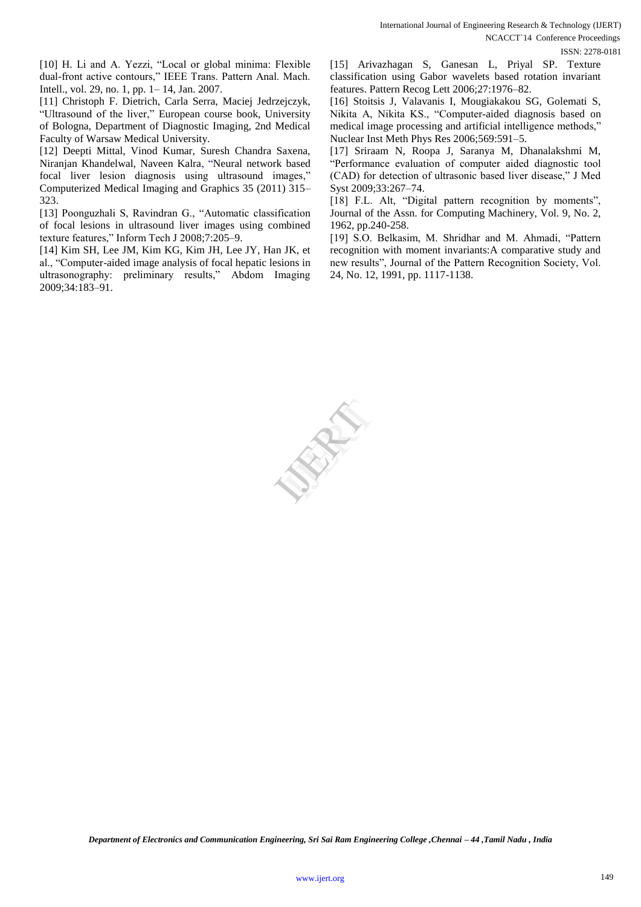[10] H. Li and A. Yezzi, "Local or global minima: Flexible dual-front active contours," IEEE Trans. Pattern Anal. Mach. Intell., vol. 29, no. 1, pp. 1– 14, Jan. 2007.

[11] Christoph F. Dietrich, Carla Serra, Maciej Jedrzejczyk, "Ultrasound of the liver," European course book, University of Bologna, Department of Diagnostic Imaging, 2nd Medical Faculty of Warsaw Medical University.

[12] Deepti Mittal, Vinod Kumar, Suresh Chandra Saxena, Niranjan Khandelwal, Naveen Kalra, "Neural network based focal liver lesion diagnosis using ultrasound images," Computerized Medical Imaging and Graphics 35 (2011) 315–323.

[13] Poonguzhali S, Ravindran G., "Automatic classification of focal lesions in ultrasound liver images using combined texture features," Inform Tech J 2008;7:205–9.

[14] Kim SH, Lee JM, Kim KG, Kim JH, Lee JY, Han JK, et al., "Computer-aided image analysis of focal hepatic lesions in ultrasonography: preliminary results," Abdom Imaging 2009;34:183–91.

[15] Arivazhagan S, Ganesan L, Priyal SP. Texture classification using Gabor wavelets based rotation invariant features. Pattern Recog Lett 2006;27:1976–82.

[16] Stoitsis J, Valavanis I, Mougiakakou SG, Golemati S, Nikita A, Nikita KS., "Computer-aided diagnosis based on medical image processing and artificial intelligence methods," Nuclear Inst Meth Phys Res 2006;569:591–5.

[17] Sriraam N, Roopa J, Saranya M, Dhanalakshmi M, "Performance evaluation of computer aided diagnostic tool (CAD) for detection of ultrasonic based liver disease," J Med Syst 2009;33:267–74.

[18] F.L. Alt, "Digital pattern recognition by moments", Journal of the Assn. for Computing Machinery, Vol. 9, No. 2, 1962, pp.240-258.

[19] S.O. Belkasim, M. Shridhar and M. Ahmadi, "Pattern recognition with moment invariants:A comparative study and new results", Journal of the Pattern Recognition Society, Vol. 24, No. 12, 1991, pp. 1117-1138.